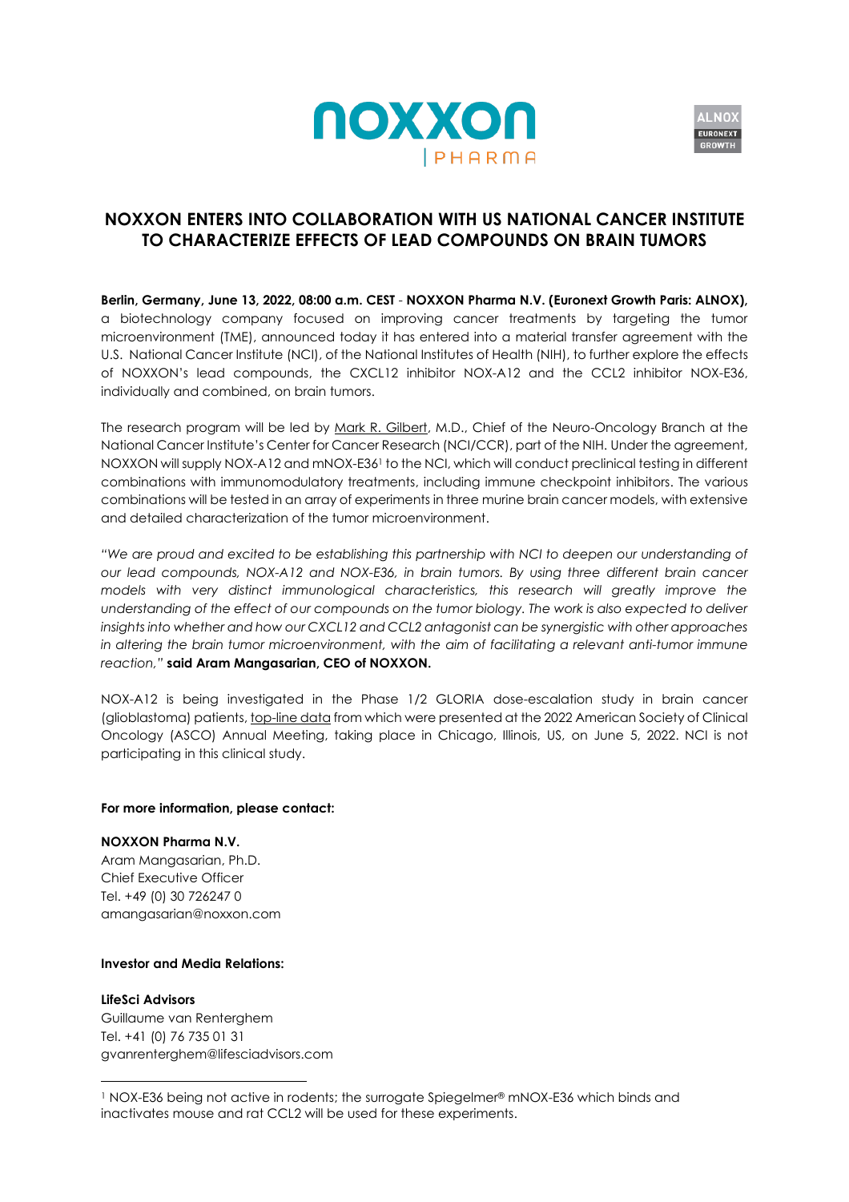# NOXXON ENTERS INTO COLLABORATION WITH US NATIONAL CANCER INSTITUTE TO CHARACTERIZE EFFECTS OF LEAD COMPOUNDS ON BRAIN TUMORS

**Berlin, Germany, June 13, 2022, 08:00 a.m. CEST** - **NOXXON Pharma N.V. (Euronext Growth Paris: ALNOX),** a biotechnology company focused on improving cancer treatments by targeting the tumor microenvironment (TME), announced today it has entered into a material transfer agreement with the U.S. National Cancer Institute (NCI), of the National Institutes of Health (NIH), to further explore the effects of NOXXON's lead compounds, the CXCL12 inhibitor NOX-A12 and the CCL2 inhibitor NOX-E36, individually and combined, on brain tumors.

The research program will be led by Mark R. Gilbert, M.D., Chief of the Neuro-Oncology Branch at the National Cancer Institute's Center for Cancer Research (NCI/CCR), part of the NIH. Under the agreement, NOXXON will supply NOX-A12 and mNOX-E36[1] to the NCI, which will conduct preclinical testing in different combinations with immunomodulatory treatments, including immune checkpoint inhibitors. The various combinations will be tested in an array of experiments in three murine brain cancer models, with extensive and detailed characterization of the tumor microenvironment.

*"We are proud and excited to be establishing this partnership with NCI to deepen our understanding of our lead compounds, NOX-A12 and NOX-E36, in brain tumors. By using three different brain cancer models with very distinct immunological characteristics, this research will greatly improve the understanding of the effect of our compounds on the tumor biology. The work is also expected to deliver insights into whether and how our CXCL12 and CCL2 antagonist can be synergistic with other approaches in altering the brain tumor microenvironment, with the aim of facilitating a relevant anti-tumor immune reaction,"* **said Aram Mangasarian, CEO of NOXXON.**

NOX-A12 is being investigated in the Phase 1/2 GLORIA dose-escalation study in brain cancer (glioblastoma) patients, top-line data from which were presented at the 2022 American Society of Clinical Oncology (ASCO) Annual Meeting, taking place in Chicago, Illinois, US, on June 5, 2022. NCI is not participating in this clinical study.

**For more information, please contact:**

**NOXXON Pharma N.V.**
Aram Mangasarian, Ph.D.
Chief Executive Officer
Tel. +49 (0) 30 726247 0
amangasarian@noxxon.com

**Investor and Media Relations:**

**LifeSci Advisors**
Guillaume van Renterghem
Tel. +41 (0) 76 735 01 31
gvanrenterghem@lifesciadvisors.com

[1] NOX-E36 being not active in rodents; the surrogate Spiegelmer® mNOX-E36 which binds and inactivates mouse and rat CCL2 will be used for these experiments.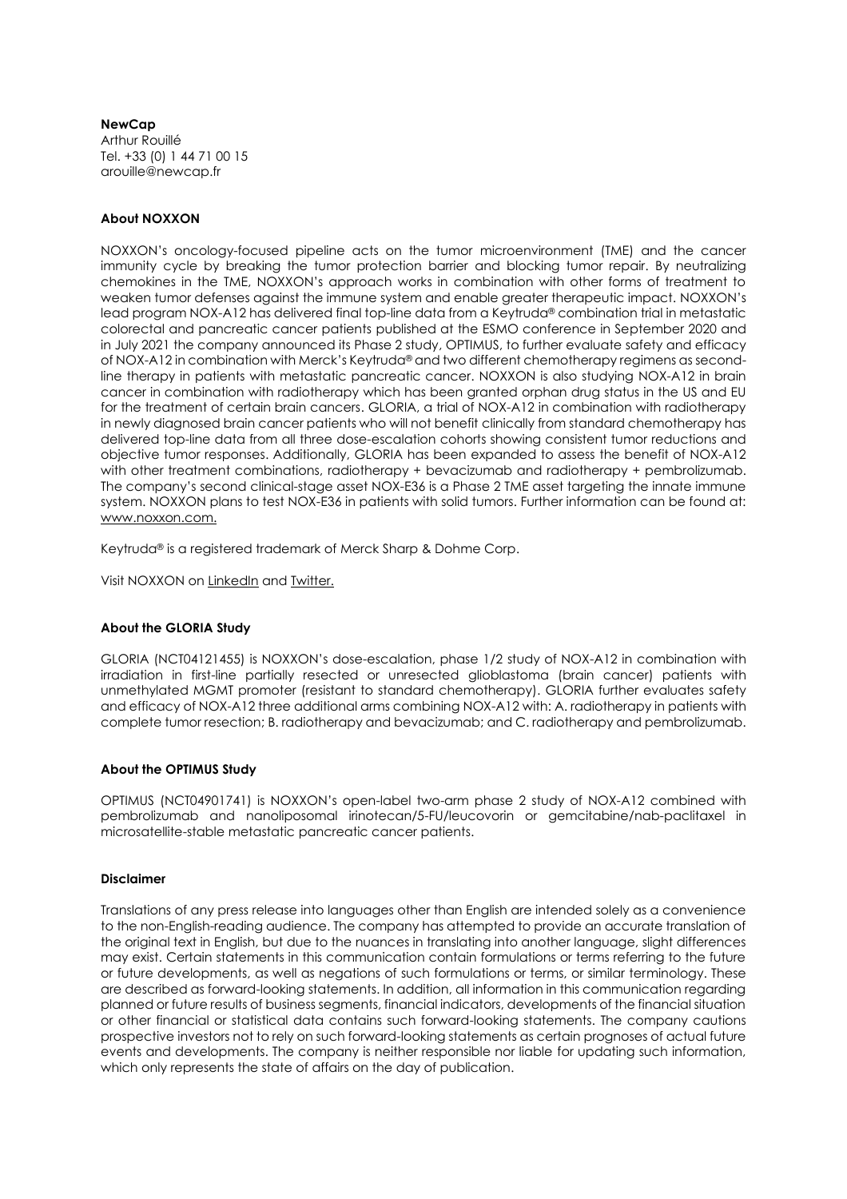**NewCap**
Arthur Rouillé
Tel. +33 (0) 1 44 71 00 15
arouille@newcap.fr

**About NOXXON**

NOXXON's oncology-focused pipeline acts on the tumor microenvironment (TME) and the cancer immunity cycle by breaking the tumor protection barrier and blocking tumor repair. By neutralizing chemokines in the TME, NOXXON's approach works in combination with other forms of treatment to weaken tumor defenses against the immune system and enable greater therapeutic impact. NOXXON's lead program NOX-A12 has delivered final top-line data from a Keytruda® combination trial in metastatic colorectal and pancreatic cancer patients published at the ESMO conference in September 2020 and in July 2021 the company announced its Phase 2 study, OPTIMUS, to further evaluate safety and efficacy of NOX-A12 in combination with Merck's Keytruda® and two different chemotherapy regimens as second-line therapy in patients with metastatic pancreatic cancer. NOXXON is also studying NOX-A12 in brain cancer in combination with radiotherapy which has been granted orphan drug status in the US and EU for the treatment of certain brain cancers. GLORIA, a trial of NOX-A12 in combination with radiotherapy in newly diagnosed brain cancer patients who will not benefit clinically from standard chemotherapy has delivered top-line data from all three dose-escalation cohorts showing consistent tumor reductions and objective tumor responses. Additionally, GLORIA has been expanded to assess the benefit of NOX-A12 with other treatment combinations, radiotherapy + bevacizumab and radiotherapy + pembrolizumab. The company's second clinical-stage asset NOX-E36 is a Phase 2 TME asset targeting the innate immune system. NOXXON plans to test NOX-E36 in patients with solid tumors. Further information can be found at: www.noxxon.com.

Keytruda® is a registered trademark of Merck Sharp & Dohme Corp.

Visit NOXXON on LinkedIn and Twitter.

**About the GLORIA Study**

GLORIA (NCT04121455) is NOXXON's dose-escalation, phase 1/2 study of NOX-A12 in combination with irradiation in first-line partially resected or unresected glioblastoma (brain cancer) patients with unmethylated MGMT promoter (resistant to standard chemotherapy). GLORIA further evaluates safety and efficacy of NOX-A12 three additional arms combining NOX-A12 with: A. radiotherapy in patients with complete tumor resection; B. radiotherapy and bevacizumab; and C. radiotherapy and pembrolizumab.

**About the OPTIMUS Study**

OPTIMUS (NCT04901741) is NOXXON's open-label two-arm phase 2 study of NOX-A12 combined with pembrolizumab and nanoliposomal irinotecan/5-FU/leucovorin or gemcitabine/nab-paclitaxel in microsatellite-stable metastatic pancreatic cancer patients.

**Disclaimer**

Translations of any press release into languages other than English are intended solely as a convenience to the non-English-reading audience. The company has attempted to provide an accurate translation of the original text in English, but due to the nuances in translating into another language, slight differences may exist. Certain statements in this communication contain formulations or terms referring to the future or future developments, as well as negations of such formulations or terms, or similar terminology. These are described as forward-looking statements. In addition, all information in this communication regarding planned or future results of business segments, financial indicators, developments of the financial situation or other financial or statistical data contains such forward-looking statements. The company cautions prospective investors not to rely on such forward-looking statements as certain prognoses of actual future events and developments. The company is neither responsible nor liable for updating such information, which only represents the state of affairs on the day of publication.